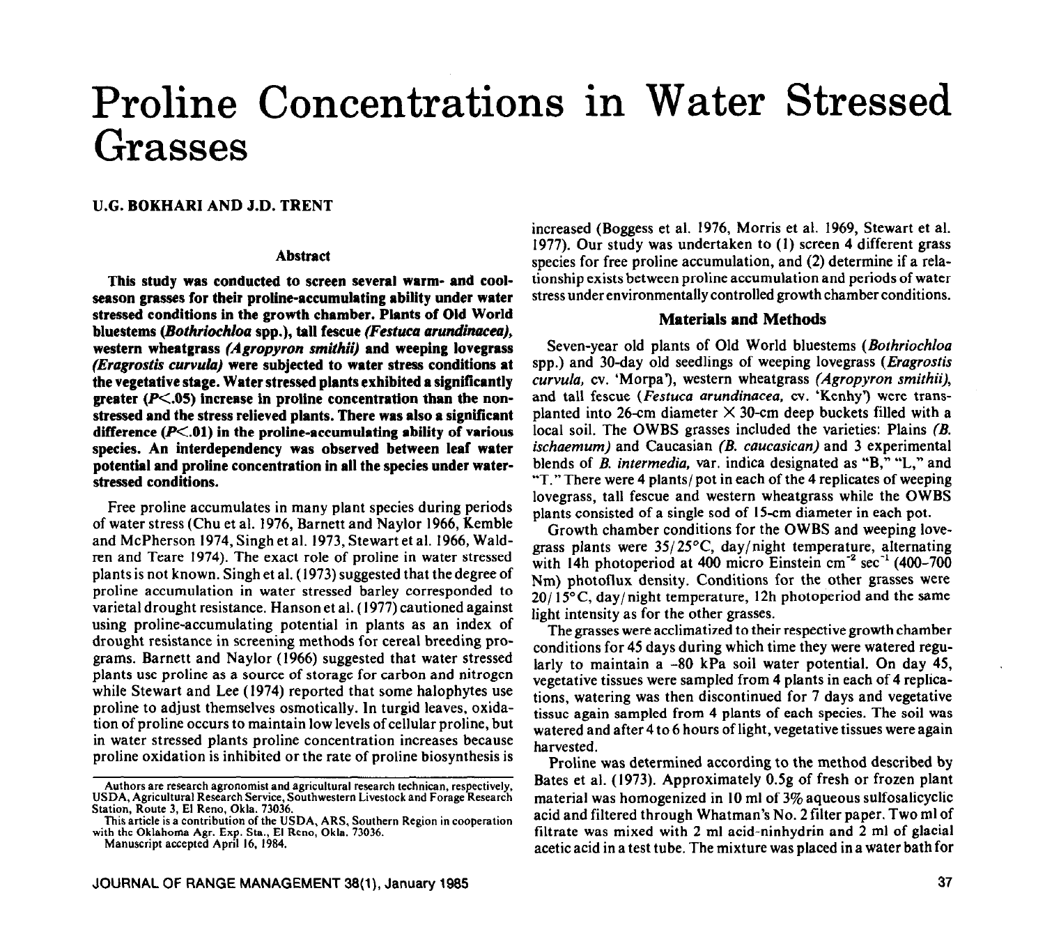# Proline Concentrations in Water Stressed Grasses

**U.G. BOKHARI AND J.D. TRENT**

## Abstract

**This study was conducted to screen several warm- and cool-season grasses for their proline-accumulating ability under water stressed conditions in the growth chamber. Plants of Old World bluestems *(Bothriochloa* spp.), tall fescue *(Festuca arundinacea),* western wheatgrass *(Agropyron smithii)* and weeping lovegrass *(Eragrostis curvula)* were subjected to water stress conditions at the vegetative stage. Water stressed plants exhibited a significantly greater ($P<.05$) increase in proline concentration than the non-stressed and the stress relieved plants. There was also a significant difference ($P<.01$) in the proline-accumulating ability of various species. An interdependency was observed between leaf water potential and proline concentration in all the species under water-stressed conditions.**

Free proline accumulates in many plant species during periods of water stress (Chu et al. 1976, Barnett and Naylor 1966, Kemble and McPherson 1974, Singh et al. 1973, Stewart et al. 1966, Waldren and Teare 1974). The exact role of proline in water stressed plants is not known. Singh et al. (1973) suggested that the degree of proline accumulation in water stressed barley corresponded to varietal drought resistance. Hanson et al. (1977) cautioned against using proline-accumulating potential in plants as an index of drought resistance in screening methods for cereal breeding programs. Barnett and Naylor (1966) suggested that water stressed plants use proline as a source of storage for carbon and nitrogen while Stewart and Lee (1974) reported that some halophytes use proline to adjust themselves osmotically. In turgid leaves, oxidation of proline occurs to maintain low levels of cellular proline, but in water stressed plants proline concentration increases because proline oxidation is inhibited or the rate of proline biosynthesis is increased (Boggess et al. 1976, Morris et al. 1969, Stewart et al. 1977). Our study was undertaken to (1) screen 4 different grass species for free proline accumulation, and (2) determine if a relationship exists between proline accumulation and periods of water stress under environmentally controlled growth chamber conditions.

Authors are research agronomist and agricultural research technican, respectively, USDA, Agricultural Research Service, Southwestern Livestock and Forage Research Station, Route 3, El Reno, Okla. 73036.

This article is a contribution of the USDA, ARS, Southern Region in cooperation with the Oklahoma Agr. Exp. Sta., El Reno, Okla. 73036.

Manuscript accepted April 16, 1984.

## Materials and Methods

Seven-year old plants of Old World bluestems (*Bothriochloa* spp.) and 30-day old seedlings of weeping lovegrass (*Eragrostis curvula,* cv. 'Morpa'), western wheatgrass *(Agropyron smithii),* and tall fescue (*Festuca arundinacea,* cv. 'Kenhy') were transplanted into 26-cm diameter × 30-cm deep buckets filled with a local soil. The OWBS grasses included the varieties: Plains *(B. ischaemum)* and Caucasian *(B. caucasican)* and 3 experimental blends of *B. intermedia,* var. indica designated as "B," "L," and "T." There were 4 plants/pot in each of the 4 replicates of weeping lovegrass, tall fescue and western wheatgrass while the OWBS plants consisted of a single sod of 15-cm diameter in each pot.

Growth chamber conditions for the OWBS and weeping lovegrass plants were 35/25°C, day/night temperature, alternating with 14h photoperiod at 400 micro Einstein $cm^{-2}$ $sec^{-1}$ (400–700 Nm) photoflux density. Conditions for the other grasses were 20/15°C, day/night temperature, 12h photoperiod and the same light intensity as for the other grasses.

The grasses were acclimatized to their respective growth chamber conditions for 45 days during which time they were watered regularly to maintain a −80 kPa soil water potential. On day 45, vegetative tissues were sampled from 4 plants in each of 4 replications, watering was then discontinued for 7 days and vegetative tissue again sampled from 4 plants of each species. The soil was watered and after 4 to 6 hours of light, vegetative tissues were again harvested.

Proline was determined according to the method described by Bates et al. (1973). Approximately 0.5g of fresh or frozen plant material was homogenized in 10 ml of 3% aqueous sulfosalicyclic acid and filtered through Whatman's No. 2 filter paper. Two ml of filtrate was mixed with 2 ml acid-ninhydrin and 2 ml of glacial acetic acid in a test tube. The mixture was placed in a water bath for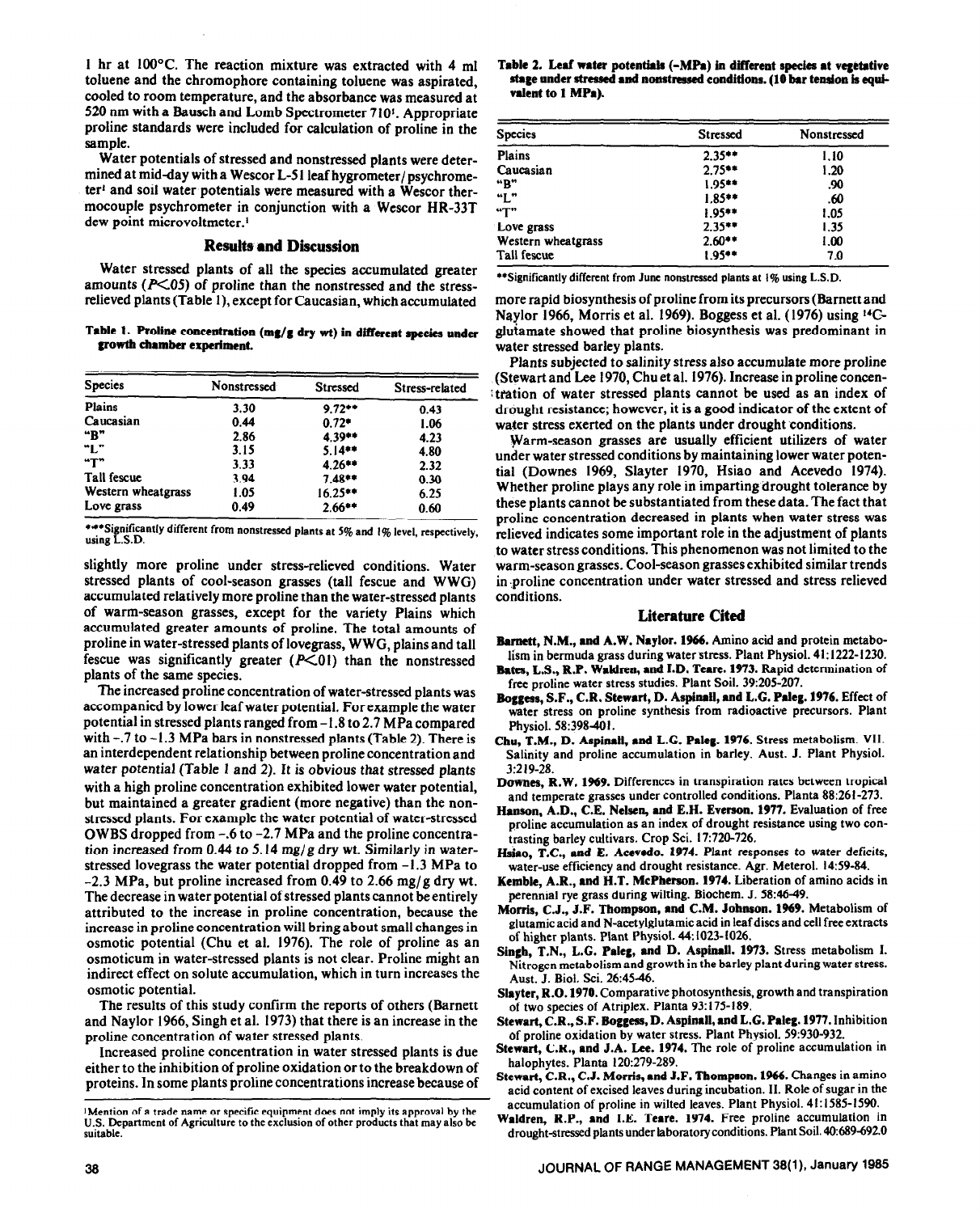1 hr at 100°C. The reaction mixture was extracted with 4 ml toluene and the chromophore containing toluene was aspirated, cooled to room temperature, and the absorbance was measured at 520 nm with a Bausch and Lomb Spectrometer 710[1]. Appropriate proline standards were included for calculation of proline in the sample.

Water potentials of stressed and nonstressed plants were determined at mid-day with a Wescor L-51 leaf hygrometer/psychrometer[1] and soil water potentials were measured with a Wescor thermocouple psychrometer in conjunction with a Wescor HR-33T dew point microvoltmeter.[1]

## Results and Discussion

Water stressed plants of all the species accumulated greater amounts ($P<.05$) of proline than the nonstressed and the stress-relieved plants (Table 1), except for Caucasian, which accumulated slightly more proline under stress-relieved conditions. Water stressed plants of cool-season grasses (tall fescue and WWG) accumulated relatively more proline than the water-stressed plants of warm-season grasses, except for the variety Plains which accumulated greater amounts of proline. The total amounts of proline in water-stressed plants of lovegrass, WWG, plains and tall fescue was significantly greater ($P<.01$) than the nonstressed plants of the same species.

**Table 1. Proline concentration (mg/g dry wt) in different species under growth chamber experiment.**

| Species | Nonstressed | Stressed | Stress-related |
|---|---|---|---|
| Plains | 3.30 | 9.72** | 0.43 |
| Caucasian | 0.44 | 0.72* | 1.06 |
| "B" | 2.86 | 4.39** | 4.23 |
| "L" | 3.15 | 5.14** | 4.80 |
| "T" | 3.33 | 4.26** | 2.32 |
| Tall fescue | 3.94 | 7.48** | 0.30 |
| Western wheatgrass | 1.05 | 16.25** | 6.25 |
| Love grass | 0.49 | 2.66** | 0.60 |

*,**Significantly different from nonstressed plants at 5% and 1% level, respectively, using L.S.D.

The increased proline concentration of water-stressed plants was accompanied by lower leaf water potential. For example the water potential in stressed plants ranged from −1.8 to 2.7 MPa compared with −.7 to −1.3 MPa bars in nonstressed plants (Table 2). There is an interdependent relationship between proline concentration and water potential (Table 1 and 2). It is obvious that stressed plants with a high proline concentration exhibited lower water potential, but maintained a greater gradient (more negative) than the nonstressed plants. For example the water potential of water-stressed OWBS dropped from −.6 to −2.7 MPa and the proline concentration increased from 0.44 to 5.14 mg/g dry wt. Similarly in water-stressed lovegrass the water potential dropped from −1.3 MPa to −2.3 MPa, but proline increased from 0.49 to 2.66 mg/g dry wt. The decrease in water potential of stressed plants cannot be entirely attributed to the increase in proline concentration, because the increase in proline concentration will bring about small changes in osmotic potential (Chu et al. 1976). The role of proline as an osmoticum in water-stressed plants is not clear. Proline might an indirect effect on solute accumulation, which in turn increases the osmotic potential.

The results of this study confirm the reports of others (Barnett and Naylor 1966, Singh et al. 1973) that there is an increase in the proline concentration of water stressed plants.

Increased proline concentration in water stressed plants is due either to the inhibition of proline oxidation or to the breakdown of proteins. In some plants proline concentrations increase because of more rapid biosynthesis of proline from its precursors (Barnett and Naylor 1966, Morris et al. 1969). Boggess et al. (1976) using $^{14}C$-glutamate showed that proline biosynthesis was predominant in water stressed barley plants.

**Table 2. Leaf water potentials (−MPa) in different species at vegetative stage under stressed and nonstressed conditions. (10 bar tension is equivalent to 1 MPa).**

| Species | Stressed | Nonstressed |
|---|---|---|
| Plains | 2.35** | 1.10 |
| Caucasian | 2.75** | 1.20 |
| "B" | 1.95** | .90 |
| "L" | 1.85** | .60 |
| "T" | 1.95** | 1.05 |
| Love grass | 2.35** | 1.35 |
| Western wheatgrass | 2.60** | 1.00 |
| Tall fescue | 1.95** | 7.0 |

**Significantly different from June nonstressed plants at 1% using L.S.D.

Plants subjected to salinity stress also accumulate more proline (Stewart and Lee 1970, Chu et al. 1976). Increase in proline concentration of water stressed plants cannot be used as an index of drought resistance; however, it is a good indicator of the extent of water stress exerted on the plants under drought conditions.

Warm-season grasses are usually efficient utilizers of water under water stressed conditions by maintaining lower water potential (Downes 1969, Slayter 1970, Hsiao and Acevedo 1974). Whether proline plays any role in imparting drought tolerance by these plants cannot be substantiated from these data. The fact that proline concentration decreased in plants when water stress was relieved indicates some important role in the adjustment of plants to water stress conditions. This phenomenon was not limited to the warm-season grasses. Cool-season grasses exhibited similar trends in proline concentration under water stressed and stress relieved conditions.

## Literature Cited

**Barnett, N.M., and A.W. Naylor. 1966.** Amino acid and protein metabolism in bermuda grass during water stress. Plant Physiol. 41:1222-1230.

**Bates, L.S., R.P. Waldren, and I.D. Teare. 1973.** Rapid determination of free proline water stress studies. Plant Soil. 39:205-207.

**Boggess, S.F., C.R. Stewart, D. Aspinall, and L.G. Paleg. 1976.** Effect of water stress on proline synthesis from radioactive precursors. Plant Physiol. 58:398-401.

**Chu, T.M., D. Aspinall, and L.G. Paleg. 1976.** Stress metabolism. VII. Salinity and proline accumulation in barley. Aust. J. Plant Physiol. 3:219-28.

**Downes, R.W. 1969.** Differences in transpiration rates between tropical and temperate grasses under controlled conditions. Planta 88:261-273.

**Hanson, A.D., C.E. Nelsen, and E.H. Everson. 1977.** Evaluation of free proline accumulation as an index of drought resistance using two contrasting barley cultivars. Crop Sci. 17:720-726.

**Hsiao, T.C., and E. Acevedo. 1974.** Plant responses to water deficits, water-use efficiency and drought resistance. Agr. Meterol. 14:59-84.

**Kemble, A.R., and H.T. McPherson. 1974.** Liberation of amino acids in perennial rye grass during wilting. Biochem. J. 58:46-49.

**Morris, C.J., J.F. Thompson, and C.M. Johnson. 1969.** Metabolism of glutamic acid and N-acetylglutamic acid in leaf discs and cell free extracts of higher plants. Plant Physiol. 44:1023-1026.

**Singh, T.N., L.G. Paleg, and D. Aspinall. 1973.** Stress metabolism I. Nitrogen metabolism and growth in the barley plant during water stress. Aust. J. Biol. Sci. 26:45-46.

**Slayter, R.O. 1970.** Comparative photosynthesis, growth and transpiration of two species of Atriplex. Planta 93:175-189.

**Stewart, C.R., S.F. Boggess, D. Aspinall, and L.G. Paleg. 1977.** Inhibition of proline oxidation by water stress. Plant Physiol. 59:930-932.

**Stewart, C.R., and J.A. Lee. 1974.** The role of proline accumulation in halophytes. Planta 120:279-289.

**Stewart, C.R., C.J. Morris, and J.F. Thompson. 1966.** Changes in amino acid content of excised leaves during incubation. II. Role of sugar in the accumulation of proline in wilted leaves. Plant Physiol. 41:1585-1590.

**Waldren, R.P., and I.E. Teare. 1974.** Free proline accumulation in drought-stressed plants under laboratory conditions. Plant Soil. 40:689-692.0

[1]Mention of a trade name or specific equipment does not imply its approval by the U.S. Department of Agriculture to the exclusion of other products that may also be suitable.